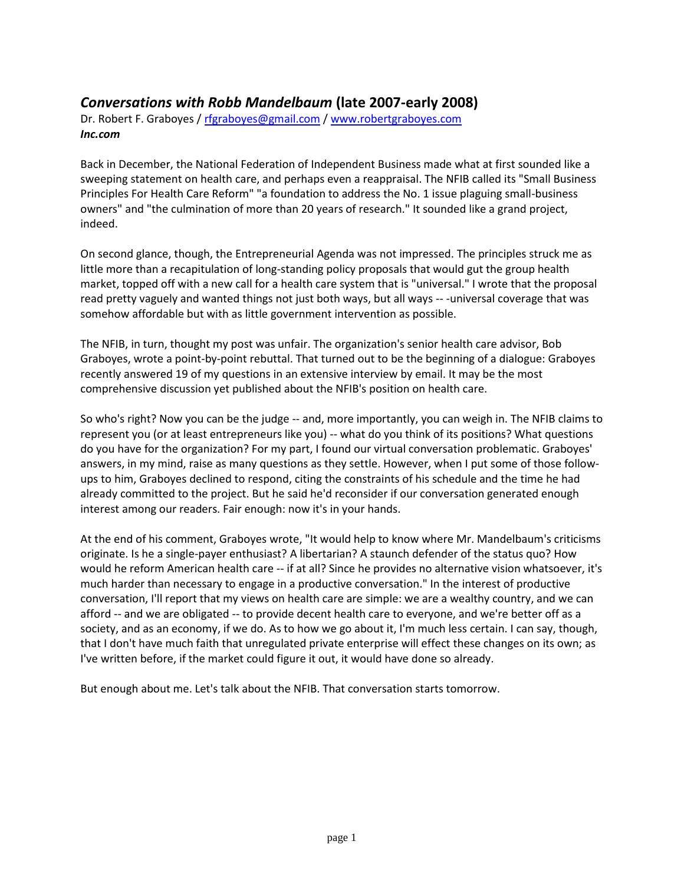## *Conversations with Robb Mandelbaum* (late 2007-early 2008)

Dr. Robert F. Graboyes / rfgraboyes@gmail.com / www.robertgraboyes.com
***Inc.com***

Back in December, the National Federation of Independent Business made what at first sounded like a sweeping statement on health care, and perhaps even a reappraisal. The NFIB called its "Small Business Principles For Health Care Reform" "a foundation to address the No. 1 issue plaguing small-business owners" and "the culmination of more than 20 years of research." It sounded like a grand project, indeed.

On second glance, though, the Entrepreneurial Agenda was not impressed. The principles struck me as little more than a recapitulation of long-standing policy proposals that would gut the group health market, topped off with a new call for a health care system that is "universal." I wrote that the proposal read pretty vaguely and wanted things not just both ways, but all ways -- -universal coverage that was somehow affordable but with as little government intervention as possible.

The NFIB, in turn, thought my post was unfair. The organization's senior health care advisor, Bob Graboyes, wrote a point-by-point rebuttal. That turned out to be the beginning of a dialogue: Graboyes recently answered 19 of my questions in an extensive interview by email. It may be the most comprehensive discussion yet published about the NFIB's position on health care.

So who's right? Now you can be the judge -- and, more importantly, you can weigh in. The NFIB claims to represent you (or at least entrepreneurs like you) -- what do you think of its positions? What questions do you have for the organization? For my part, I found our virtual conversation problematic. Graboyes' answers, in my mind, raise as many questions as they settle. However, when I put some of those follow-ups to him, Graboyes declined to respond, citing the constraints of his schedule and the time he had already committed to the project. But he said he'd reconsider if our conversation generated enough interest among our readers. Fair enough: now it's in your hands.

At the end of his comment, Graboyes wrote, "It would help to know where Mr. Mandelbaum's criticisms originate. Is he a single-payer enthusiast? A libertarian? A staunch defender of the status quo? How would he reform American health care -- if at all? Since he provides no alternative vision whatsoever, it's much harder than necessary to engage in a productive conversation." In the interest of productive conversation, I'll report that my views on health care are simple: we are a wealthy country, and we can afford -- and we are obligated -- to provide decent health care to everyone, and we're better off as a society, and as an economy, if we do. As to how we go about it, I'm much less certain. I can say, though, that I don't have much faith that unregulated private enterprise will effect these changes on its own; as I've written before, if the market could figure it out, it would have done so already.

But enough about me. Let's talk about the NFIB. That conversation starts tomorrow.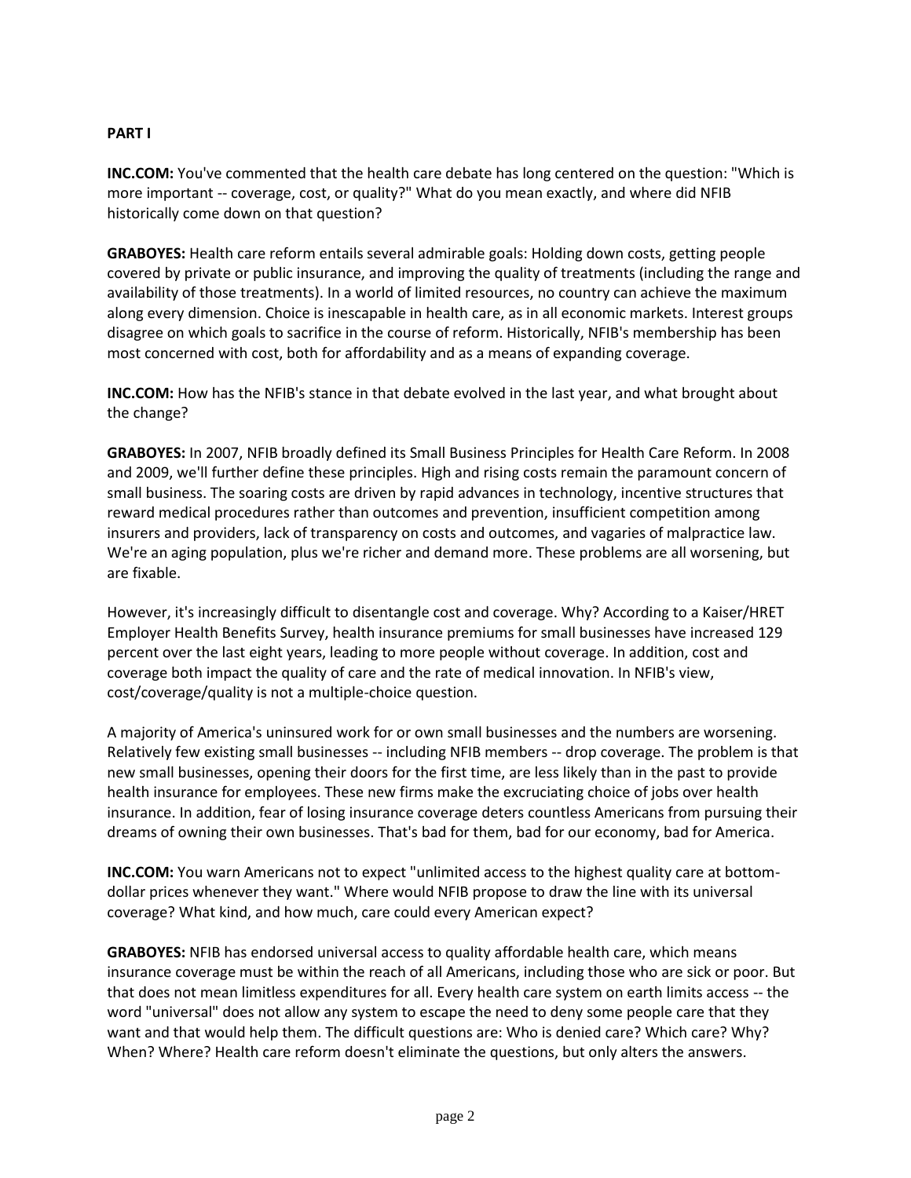**PART I**

**INC.COM:** You've commented that the health care debate has long centered on the question: "Which is more important -- coverage, cost, or quality?" What do you mean exactly, and where did NFIB historically come down on that question?

**GRABOYES:** Health care reform entails several admirable goals: Holding down costs, getting people covered by private or public insurance, and improving the quality of treatments (including the range and availability of those treatments). In a world of limited resources, no country can achieve the maximum along every dimension. Choice is inescapable in health care, as in all economic markets. Interest groups disagree on which goals to sacrifice in the course of reform. Historically, NFIB's membership has been most concerned with cost, both for affordability and as a means of expanding coverage.

**INC.COM:** How has the NFIB's stance in that debate evolved in the last year, and what brought about the change?

**GRABOYES:** In 2007, NFIB broadly defined its Small Business Principles for Health Care Reform. In 2008 and 2009, we'll further define these principles. High and rising costs remain the paramount concern of small business. The soaring costs are driven by rapid advances in technology, incentive structures that reward medical procedures rather than outcomes and prevention, insufficient competition among insurers and providers, lack of transparency on costs and outcomes, and vagaries of malpractice law. We're an aging population, plus we're richer and demand more. These problems are all worsening, but are fixable.

However, it's increasingly difficult to disentangle cost and coverage. Why? According to a Kaiser/HRET Employer Health Benefits Survey, health insurance premiums for small businesses have increased 129 percent over the last eight years, leading to more people without coverage. In addition, cost and coverage both impact the quality of care and the rate of medical innovation. In NFIB's view, cost/coverage/quality is not a multiple-choice question.

A majority of America's uninsured work for or own small businesses and the numbers are worsening. Relatively few existing small businesses -- including NFIB members -- drop coverage. The problem is that new small businesses, opening their doors for the first time, are less likely than in the past to provide health insurance for employees. These new firms make the excruciating choice of jobs over health insurance. In addition, fear of losing insurance coverage deters countless Americans from pursuing their dreams of owning their own businesses. That's bad for them, bad for our economy, bad for America.

**INC.COM:** You warn Americans not to expect "unlimited access to the highest quality care at bottom-dollar prices whenever they want." Where would NFIB propose to draw the line with its universal coverage? What kind, and how much, care could every American expect?

**GRABOYES:** NFIB has endorsed universal access to quality affordable health care, which means insurance coverage must be within the reach of all Americans, including those who are sick or poor. But that does not mean limitless expenditures for all. Every health care system on earth limits access -- the word "universal" does not allow any system to escape the need to deny some people care that they want and that would help them. The difficult questions are: Who is denied care? Which care? Why? When? Where? Health care reform doesn't eliminate the questions, but only alters the answers.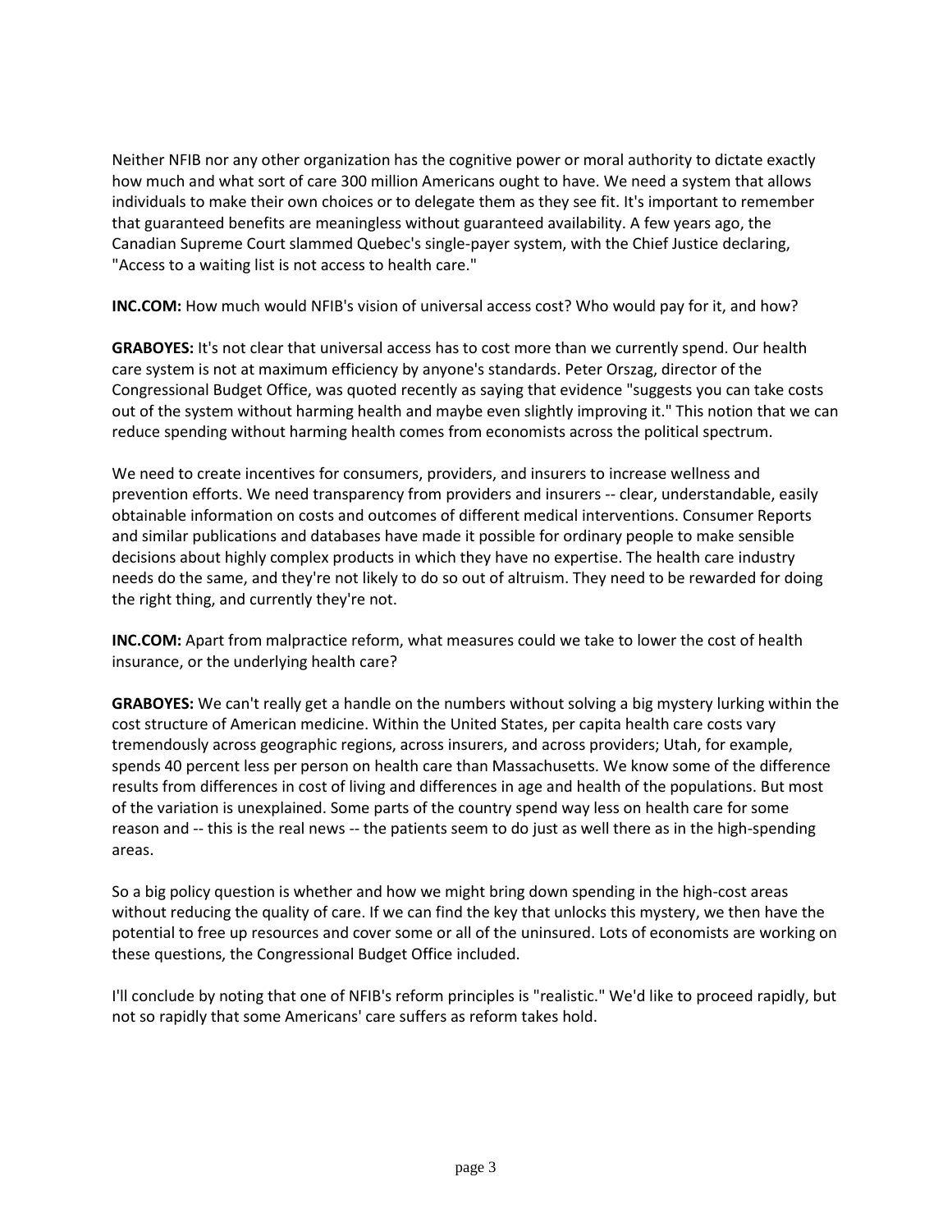Neither NFIB nor any other organization has the cognitive power or moral authority to dictate exactly how much and what sort of care 300 million Americans ought to have. We need a system that allows individuals to make their own choices or to delegate them as they see fit. It's important to remember that guaranteed benefits are meaningless without guaranteed availability. A few years ago, the Canadian Supreme Court slammed Quebec's single-payer system, with the Chief Justice declaring, "Access to a waiting list is not access to health care."

**INC.COM:** How much would NFIB's vision of universal access cost? Who would pay for it, and how?

**GRABOYES:** It's not clear that universal access has to cost more than we currently spend. Our health care system is not at maximum efficiency by anyone's standards. Peter Orszag, director of the Congressional Budget Office, was quoted recently as saying that evidence "suggests you can take costs out of the system without harming health and maybe even slightly improving it." This notion that we can reduce spending without harming health comes from economists across the political spectrum.

We need to create incentives for consumers, providers, and insurers to increase wellness and prevention efforts. We need transparency from providers and insurers -- clear, understandable, easily obtainable information on costs and outcomes of different medical interventions. Consumer Reports and similar publications and databases have made it possible for ordinary people to make sensible decisions about highly complex products in which they have no expertise. The health care industry needs do the same, and they're not likely to do so out of altruism. They need to be rewarded for doing the right thing, and currently they're not.

**INC.COM:** Apart from malpractice reform, what measures could we take to lower the cost of health insurance, or the underlying health care?

**GRABOYES:** We can't really get a handle on the numbers without solving a big mystery lurking within the cost structure of American medicine. Within the United States, per capita health care costs vary tremendously across geographic regions, across insurers, and across providers; Utah, for example, spends 40 percent less per person on health care than Massachusetts. We know some of the difference results from differences in cost of living and differences in age and health of the populations. But most of the variation is unexplained. Some parts of the country spend way less on health care for some reason and -- this is the real news -- the patients seem to do just as well there as in the high-spending areas.

So a big policy question is whether and how we might bring down spending in the high-cost areas without reducing the quality of care. If we can find the key that unlocks this mystery, we then have the potential to free up resources and cover some or all of the uninsured. Lots of economists are working on these questions, the Congressional Budget Office included.

I'll conclude by noting that one of NFIB's reform principles is "realistic." We'd like to proceed rapidly, but not so rapidly that some Americans' care suffers as reform takes hold.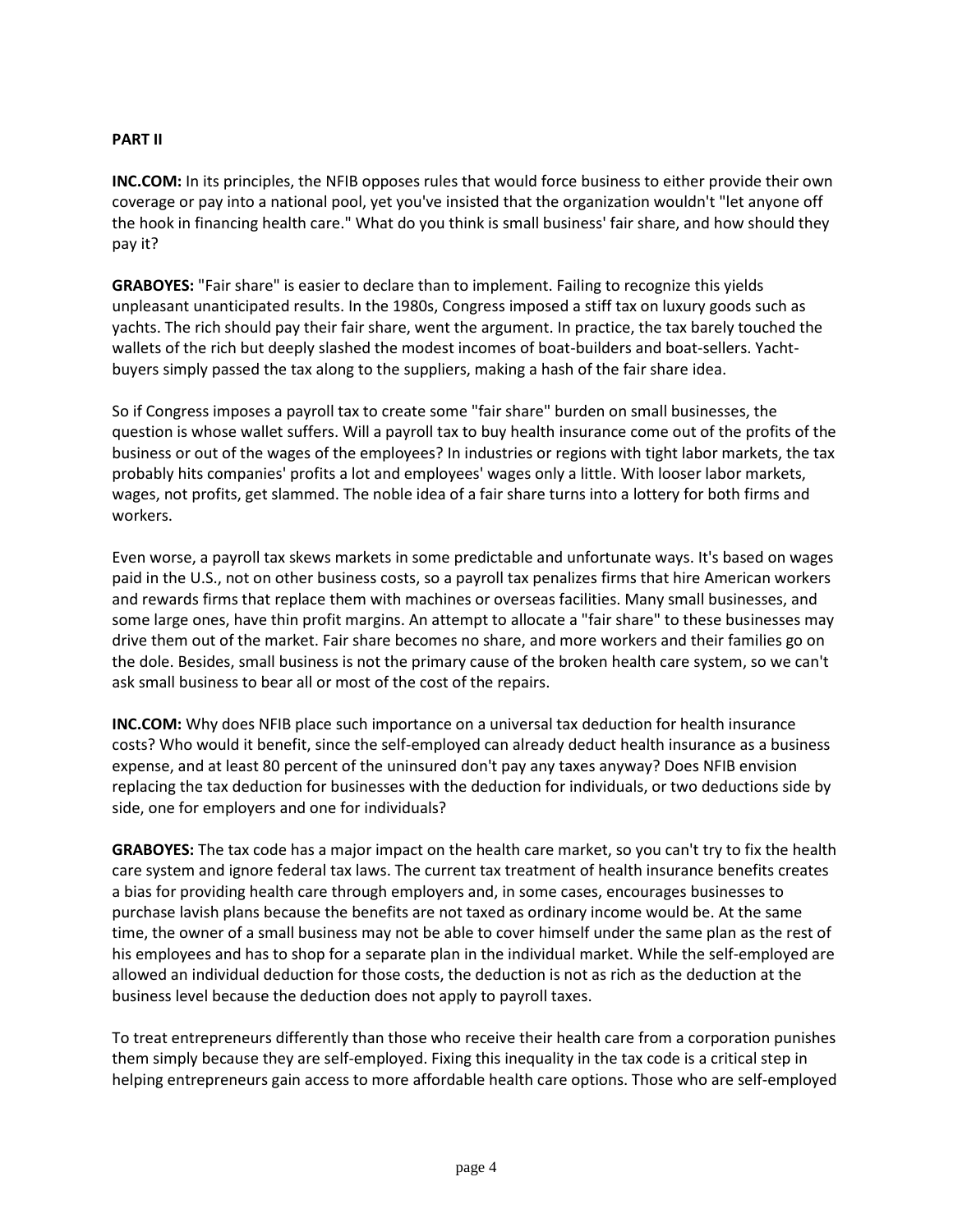**PART II**

**INC.COM:** In its principles, the NFIB opposes rules that would force business to either provide their own coverage or pay into a national pool, yet you've insisted that the organization wouldn't "let anyone off the hook in financing health care." What do you think is small business' fair share, and how should they pay it?

**GRABOYES:** "Fair share" is easier to declare than to implement. Failing to recognize this yields unpleasant unanticipated results. In the 1980s, Congress imposed a stiff tax on luxury goods such as yachts. The rich should pay their fair share, went the argument. In practice, the tax barely touched the wallets of the rich but deeply slashed the modest incomes of boat-builders and boat-sellers. Yacht-buyers simply passed the tax along to the suppliers, making a hash of the fair share idea.

So if Congress imposes a payroll tax to create some "fair share" burden on small businesses, the question is whose wallet suffers. Will a payroll tax to buy health insurance come out of the profits of the business or out of the wages of the employees? In industries or regions with tight labor markets, the tax probably hits companies' profits a lot and employees' wages only a little. With looser labor markets, wages, not profits, get slammed. The noble idea of a fair share turns into a lottery for both firms and workers.

Even worse, a payroll tax skews markets in some predictable and unfortunate ways. It's based on wages paid in the U.S., not on other business costs, so a payroll tax penalizes firms that hire American workers and rewards firms that replace them with machines or overseas facilities. Many small businesses, and some large ones, have thin profit margins. An attempt to allocate a "fair share" to these businesses may drive them out of the market. Fair share becomes no share, and more workers and their families go on the dole. Besides, small business is not the primary cause of the broken health care system, so we can't ask small business to bear all or most of the cost of the repairs.

**INC.COM:** Why does NFIB place such importance on a universal tax deduction for health insurance costs? Who would it benefit, since the self-employed can already deduct health insurance as a business expense, and at least 80 percent of the uninsured don't pay any taxes anyway? Does NFIB envision replacing the tax deduction for businesses with the deduction for individuals, or two deductions side by side, one for employers and one for individuals?

**GRABOYES:** The tax code has a major impact on the health care market, so you can't try to fix the health care system and ignore federal tax laws. The current tax treatment of health insurance benefits creates a bias for providing health care through employers and, in some cases, encourages businesses to purchase lavish plans because the benefits are not taxed as ordinary income would be. At the same time, the owner of a small business may not be able to cover himself under the same plan as the rest of his employees and has to shop for a separate plan in the individual market. While the self-employed are allowed an individual deduction for those costs, the deduction is not as rich as the deduction at the business level because the deduction does not apply to payroll taxes.

To treat entrepreneurs differently than those who receive their health care from a corporation punishes them simply because they are self-employed. Fixing this inequality in the tax code is a critical step in helping entrepreneurs gain access to more affordable health care options. Those who are self-employed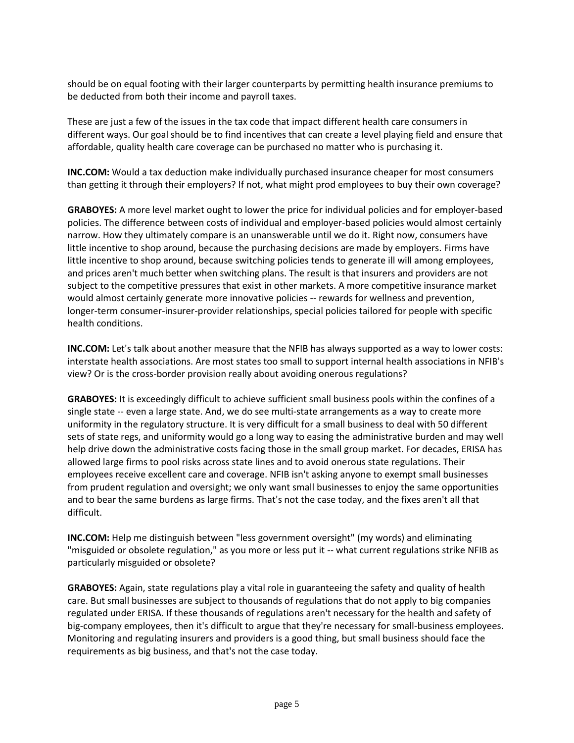should be on equal footing with their larger counterparts by permitting health insurance premiums to be deducted from both their income and payroll taxes.

These are just a few of the issues in the tax code that impact different health care consumers in different ways. Our goal should be to find incentives that can create a level playing field and ensure that affordable, quality health care coverage can be purchased no matter who is purchasing it.

**INC.COM:** Would a tax deduction make individually purchased insurance cheaper for most consumers than getting it through their employers? If not, what might prod employees to buy their own coverage?

**GRABOYES:** A more level market ought to lower the price for individual policies and for employer-based policies. The difference between costs of individual and employer-based policies would almost certainly narrow. How they ultimately compare is an unanswerable until we do it. Right now, consumers have little incentive to shop around, because the purchasing decisions are made by employers. Firms have little incentive to shop around, because switching policies tends to generate ill will among employees, and prices aren't much better when switching plans. The result is that insurers and providers are not subject to the competitive pressures that exist in other markets. A more competitive insurance market would almost certainly generate more innovative policies -- rewards for wellness and prevention, longer-term consumer-insurer-provider relationships, special policies tailored for people with specific health conditions.

**INC.COM:** Let's talk about another measure that the NFIB has always supported as a way to lower costs: interstate health associations. Are most states too small to support internal health associations in NFIB's view? Or is the cross-border provision really about avoiding onerous regulations?

**GRABOYES:** It is exceedingly difficult to achieve sufficient small business pools within the confines of a single state -- even a large state. And, we do see multi-state arrangements as a way to create more uniformity in the regulatory structure. It is very difficult for a small business to deal with 50 different sets of state regs, and uniformity would go a long way to easing the administrative burden and may well help drive down the administrative costs facing those in the small group market. For decades, ERISA has allowed large firms to pool risks across state lines and to avoid onerous state regulations. Their employees receive excellent care and coverage. NFIB isn't asking anyone to exempt small businesses from prudent regulation and oversight; we only want small businesses to enjoy the same opportunities and to bear the same burdens as large firms. That's not the case today, and the fixes aren't all that difficult.

**INC.COM:** Help me distinguish between "less government oversight" (my words) and eliminating "misguided or obsolete regulation," as you more or less put it -- what current regulations strike NFIB as particularly misguided or obsolete?

**GRABOYES:** Again, state regulations play a vital role in guaranteeing the safety and quality of health care. But small businesses are subject to thousands of regulations that do not apply to big companies regulated under ERISA. If these thousands of regulations aren't necessary for the health and safety of big-company employees, then it's difficult to argue that they're necessary for small-business employees. Monitoring and regulating insurers and providers is a good thing, but small business should face the requirements as big business, and that's not the case today.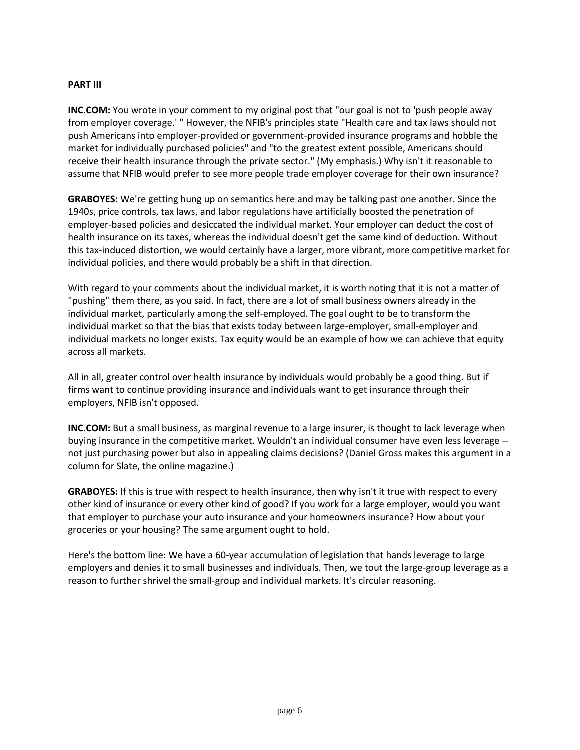**PART III**

**INC.COM:** You wrote in your comment to my original post that "our goal is not to 'push people away from employer coverage.' " However, the NFIB's principles state "Health care and tax laws should not push Americans into employer-provided or government-provided insurance programs and hobble the market for individually purchased policies" and "to the greatest extent possible, Americans should receive their health insurance through the private sector." (My emphasis.) Why isn't it reasonable to assume that NFIB would prefer to see more people trade employer coverage for their own insurance?

**GRABOYES:** We're getting hung up on semantics here and may be talking past one another. Since the 1940s, price controls, tax laws, and labor regulations have artificially boosted the penetration of employer-based policies and desiccated the individual market. Your employer can deduct the cost of health insurance on its taxes, whereas the individual doesn't get the same kind of deduction. Without this tax-induced distortion, we would certainly have a larger, more vibrant, more competitive market for individual policies, and there would probably be a shift in that direction.

With regard to your comments about the individual market, it is worth noting that it is not a matter of "pushing" them there, as you said. In fact, there are a lot of small business owners already in the individual market, particularly among the self-employed. The goal ought to be to transform the individual market so that the bias that exists today between large-employer, small-employer and individual markets no longer exists. Tax equity would be an example of how we can achieve that equity across all markets.

All in all, greater control over health insurance by individuals would probably be a good thing. But if firms want to continue providing insurance and individuals want to get insurance through their employers, NFIB isn't opposed.

**INC.COM:** But a small business, as marginal revenue to a large insurer, is thought to lack leverage when buying insurance in the competitive market. Wouldn't an individual consumer have even less leverage -- not just purchasing power but also in appealing claims decisions? (Daniel Gross makes this argument in a column for Slate, the online magazine.)

**GRABOYES:** If this is true with respect to health insurance, then why isn't it true with respect to every other kind of insurance or every other kind of good? If you work for a large employer, would you want that employer to purchase your auto insurance and your homeowners insurance? How about your groceries or your housing? The same argument ought to hold.

Here's the bottom line: We have a 60-year accumulation of legislation that hands leverage to large employers and denies it to small businesses and individuals. Then, we tout the large-group leverage as a reason to further shrivel the small-group and individual markets. It's circular reasoning.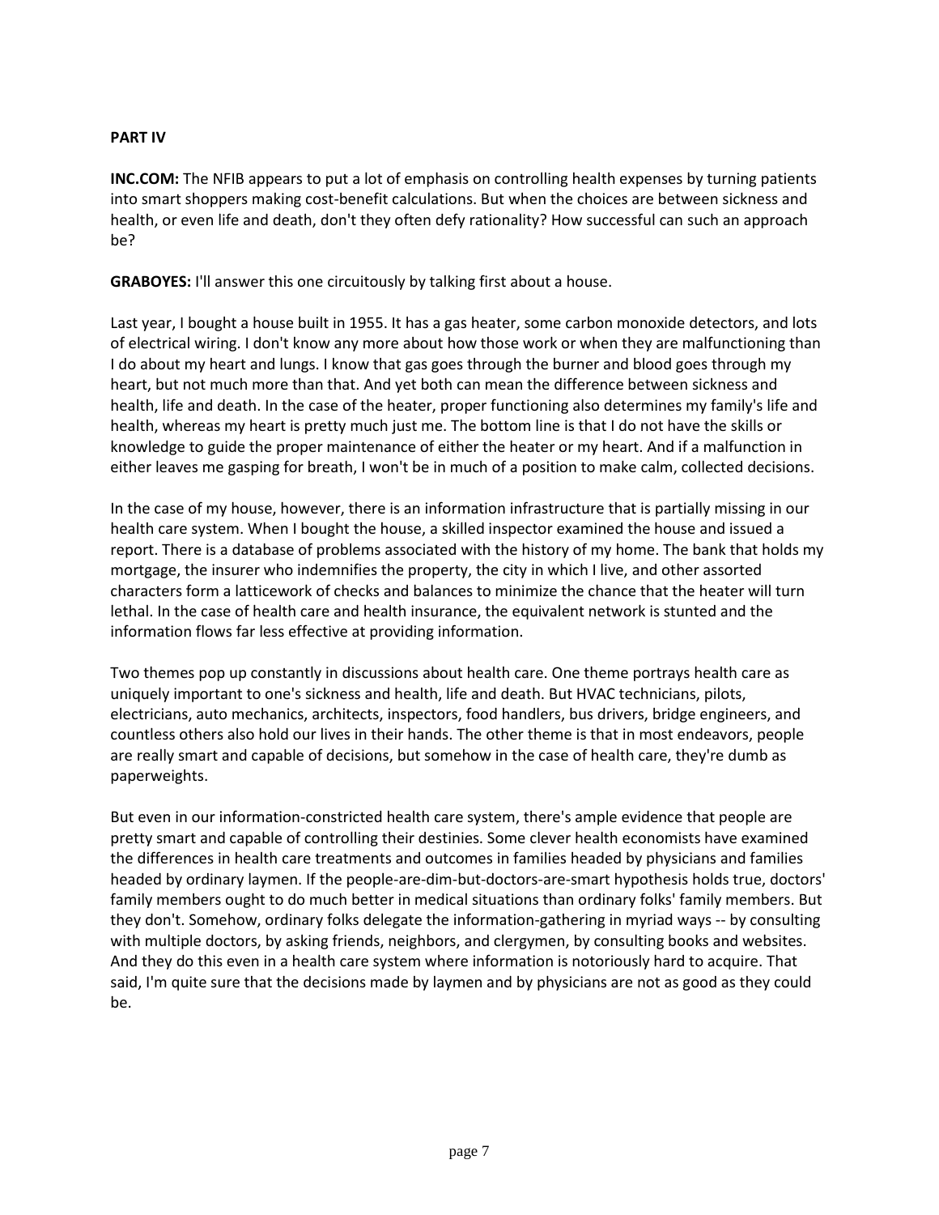**PART IV**

**INC.COM:** The NFIB appears to put a lot of emphasis on controlling health expenses by turning patients into smart shoppers making cost-benefit calculations. But when the choices are between sickness and health, or even life and death, don't they often defy rationality? How successful can such an approach be?

**GRABOYES:** I'll answer this one circuitously by talking first about a house.

Last year, I bought a house built in 1955. It has a gas heater, some carbon monoxide detectors, and lots of electrical wiring. I don't know any more about how those work or when they are malfunctioning than I do about my heart and lungs. I know that gas goes through the burner and blood goes through my heart, but not much more than that. And yet both can mean the difference between sickness and health, life and death. In the case of the heater, proper functioning also determines my family's life and health, whereas my heart is pretty much just me. The bottom line is that I do not have the skills or knowledge to guide the proper maintenance of either the heater or my heart. And if a malfunction in either leaves me gasping for breath, I won't be in much of a position to make calm, collected decisions.

In the case of my house, however, there is an information infrastructure that is partially missing in our health care system. When I bought the house, a skilled inspector examined the house and issued a report. There is a database of problems associated with the history of my home. The bank that holds my mortgage, the insurer who indemnifies the property, the city in which I live, and other assorted characters form a latticework of checks and balances to minimize the chance that the heater will turn lethal. In the case of health care and health insurance, the equivalent network is stunted and the information flows far less effective at providing information.

Two themes pop up constantly in discussions about health care. One theme portrays health care as uniquely important to one's sickness and health, life and death. But HVAC technicians, pilots, electricians, auto mechanics, architects, inspectors, food handlers, bus drivers, bridge engineers, and countless others also hold our lives in their hands. The other theme is that in most endeavors, people are really smart and capable of decisions, but somehow in the case of health care, they're dumb as paperweights.

But even in our information-constricted health care system, there's ample evidence that people are pretty smart and capable of controlling their destinies. Some clever health economists have examined the differences in health care treatments and outcomes in families headed by physicians and families headed by ordinary laymen. If the people-are-dim-but-doctors-are-smart hypothesis holds true, doctors' family members ought to do much better in medical situations than ordinary folks' family members. But they don't. Somehow, ordinary folks delegate the information-gathering in myriad ways -- by consulting with multiple doctors, by asking friends, neighbors, and clergymen, by consulting books and websites. And they do this even in a health care system where information is notoriously hard to acquire. That said, I'm quite sure that the decisions made by laymen and by physicians are not as good as they could be.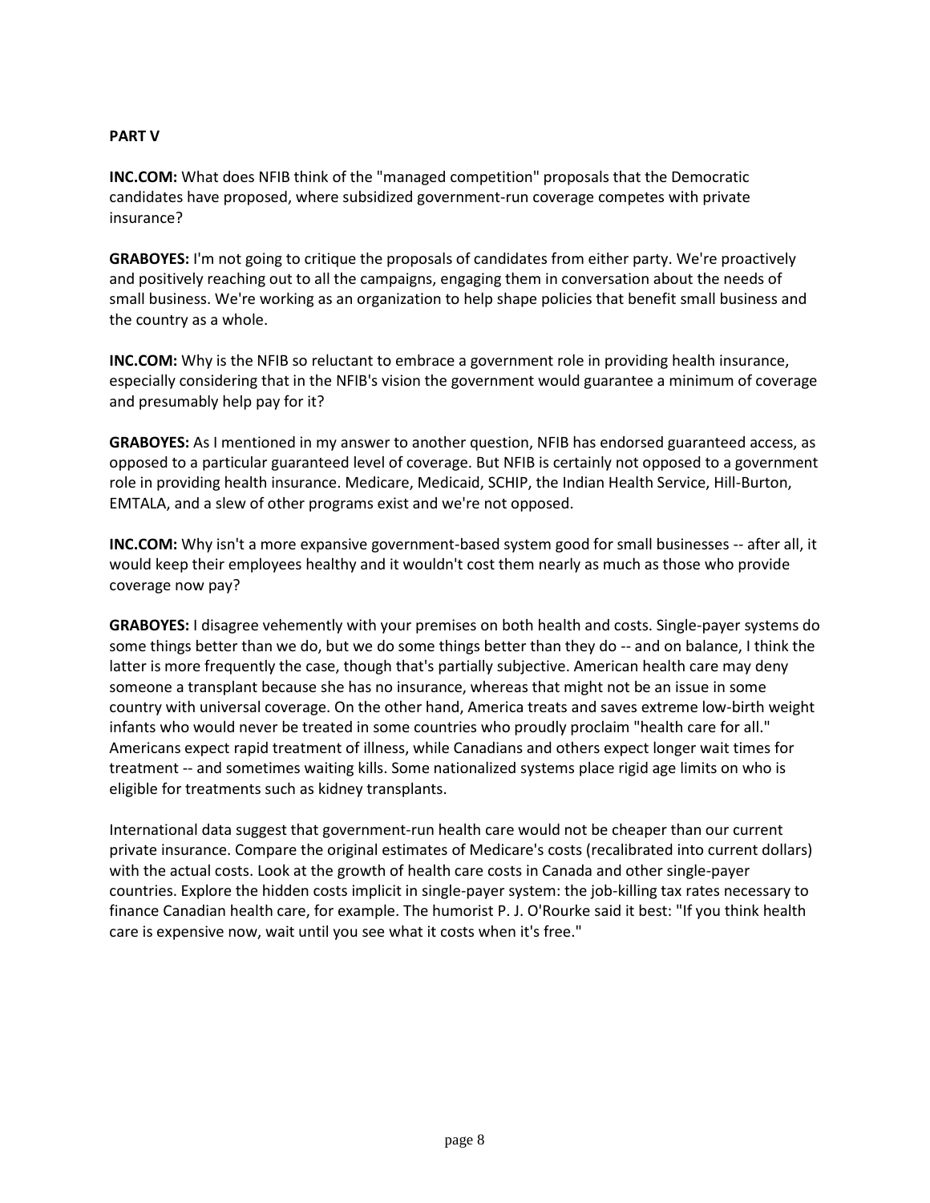**PART V**

**INC.COM:** What does NFIB think of the "managed competition" proposals that the Democratic candidates have proposed, where subsidized government-run coverage competes with private insurance?

**GRABOYES:** I'm not going to critique the proposals of candidates from either party. We're proactively and positively reaching out to all the campaigns, engaging them in conversation about the needs of small business. We're working as an organization to help shape policies that benefit small business and the country as a whole.

**INC.COM:** Why is the NFIB so reluctant to embrace a government role in providing health insurance, especially considering that in the NFIB's vision the government would guarantee a minimum of coverage and presumably help pay for it?

**GRABOYES:** As I mentioned in my answer to another question, NFIB has endorsed guaranteed access, as opposed to a particular guaranteed level of coverage. But NFIB is certainly not opposed to a government role in providing health insurance. Medicare, Medicaid, SCHIP, the Indian Health Service, Hill-Burton, EMTALA, and a slew of other programs exist and we're not opposed.

**INC.COM:** Why isn't a more expansive government-based system good for small businesses -- after all, it would keep their employees healthy and it wouldn't cost them nearly as much as those who provide coverage now pay?

**GRABOYES:** I disagree vehemently with your premises on both health and costs. Single-payer systems do some things better than we do, but we do some things better than they do -- and on balance, I think the latter is more frequently the case, though that's partially subjective. American health care may deny someone a transplant because she has no insurance, whereas that might not be an issue in some country with universal coverage. On the other hand, America treats and saves extreme low-birth weight infants who would never be treated in some countries who proudly proclaim "health care for all." Americans expect rapid treatment of illness, while Canadians and others expect longer wait times for treatment -- and sometimes waiting kills. Some nationalized systems place rigid age limits on who is eligible for treatments such as kidney transplants.

International data suggest that government-run health care would not be cheaper than our current private insurance. Compare the original estimates of Medicare's costs (recalibrated into current dollars) with the actual costs. Look at the growth of health care costs in Canada and other single-payer countries. Explore the hidden costs implicit in single-payer system: the job-killing tax rates necessary to finance Canadian health care, for example. The humorist P. J. O'Rourke said it best: "If you think health care is expensive now, wait until you see what it costs when it's free."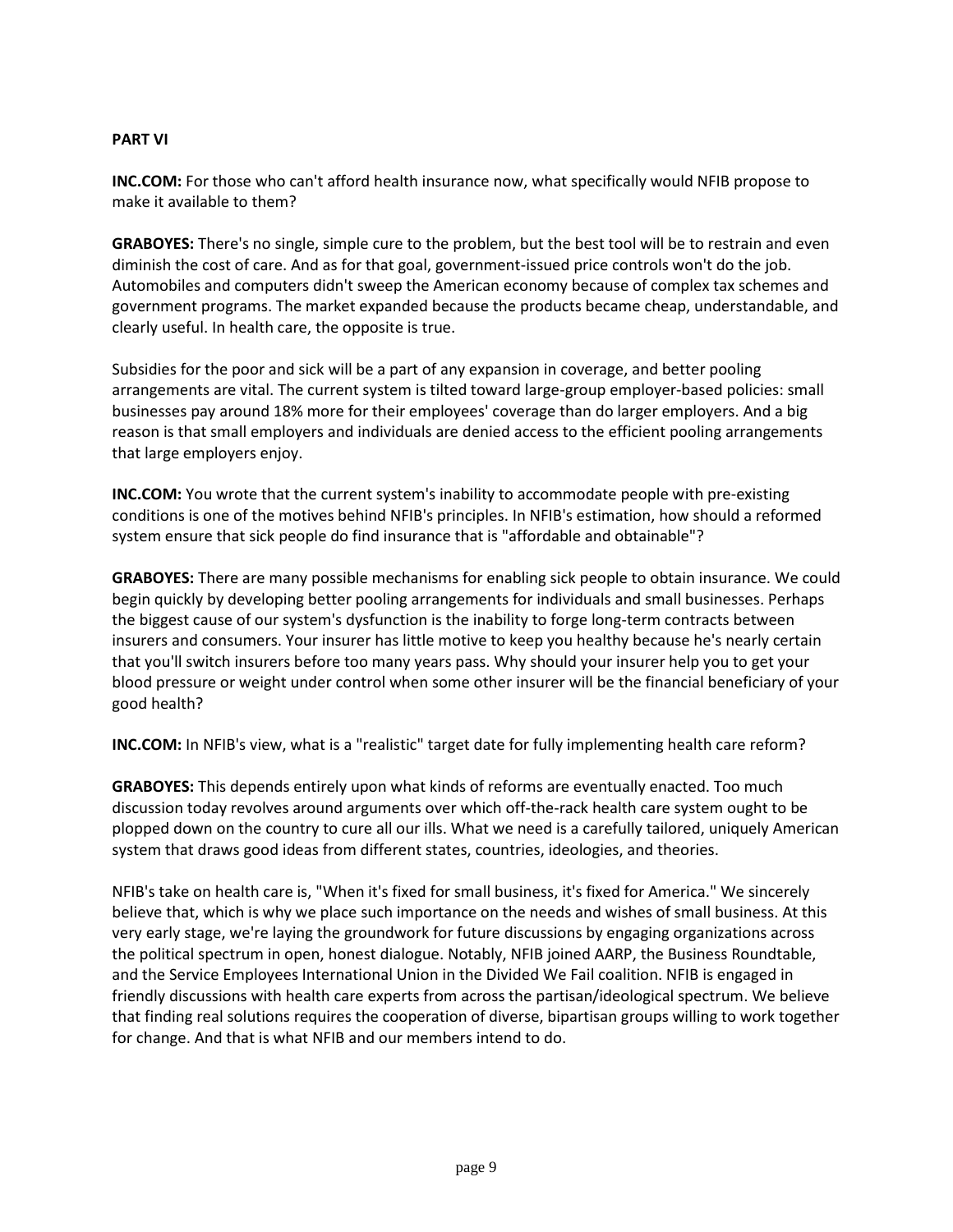**PART VI**

**INC.COM:** For those who can't afford health insurance now, what specifically would NFIB propose to make it available to them?

**GRABOYES:** There's no single, simple cure to the problem, but the best tool will be to restrain and even diminish the cost of care. And as for that goal, government-issued price controls won't do the job. Automobiles and computers didn't sweep the American economy because of complex tax schemes and government programs. The market expanded because the products became cheap, understandable, and clearly useful. In health care, the opposite is true.

Subsidies for the poor and sick will be a part of any expansion in coverage, and better pooling arrangements are vital. The current system is tilted toward large-group employer-based policies: small businesses pay around 18% more for their employees' coverage than do larger employers. And a big reason is that small employers and individuals are denied access to the efficient pooling arrangements that large employers enjoy.

**INC.COM:** You wrote that the current system's inability to accommodate people with pre-existing conditions is one of the motives behind NFIB's principles. In NFIB's estimation, how should a reformed system ensure that sick people do find insurance that is "affordable and obtainable"?

**GRABOYES:** There are many possible mechanisms for enabling sick people to obtain insurance. We could begin quickly by developing better pooling arrangements for individuals and small businesses. Perhaps the biggest cause of our system's dysfunction is the inability to forge long-term contracts between insurers and consumers. Your insurer has little motive to keep you healthy because he's nearly certain that you'll switch insurers before too many years pass. Why should your insurer help you to get your blood pressure or weight under control when some other insurer will be the financial beneficiary of your good health?

**INC.COM:** In NFIB's view, what is a "realistic" target date for fully implementing health care reform?

**GRABOYES:** This depends entirely upon what kinds of reforms are eventually enacted. Too much discussion today revolves around arguments over which off-the-rack health care system ought to be plopped down on the country to cure all our ills. What we need is a carefully tailored, uniquely American system that draws good ideas from different states, countries, ideologies, and theories.

NFIB's take on health care is, "When it's fixed for small business, it's fixed for America." We sincerely believe that, which is why we place such importance on the needs and wishes of small business. At this very early stage, we're laying the groundwork for future discussions by engaging organizations across the political spectrum in open, honest dialogue. Notably, NFIB joined AARP, the Business Roundtable, and the Service Employees International Union in the Divided We Fail coalition. NFIB is engaged in friendly discussions with health care experts from across the partisan/ideological spectrum. We believe that finding real solutions requires the cooperation of diverse, bipartisan groups willing to work together for change. And that is what NFIB and our members intend to do.